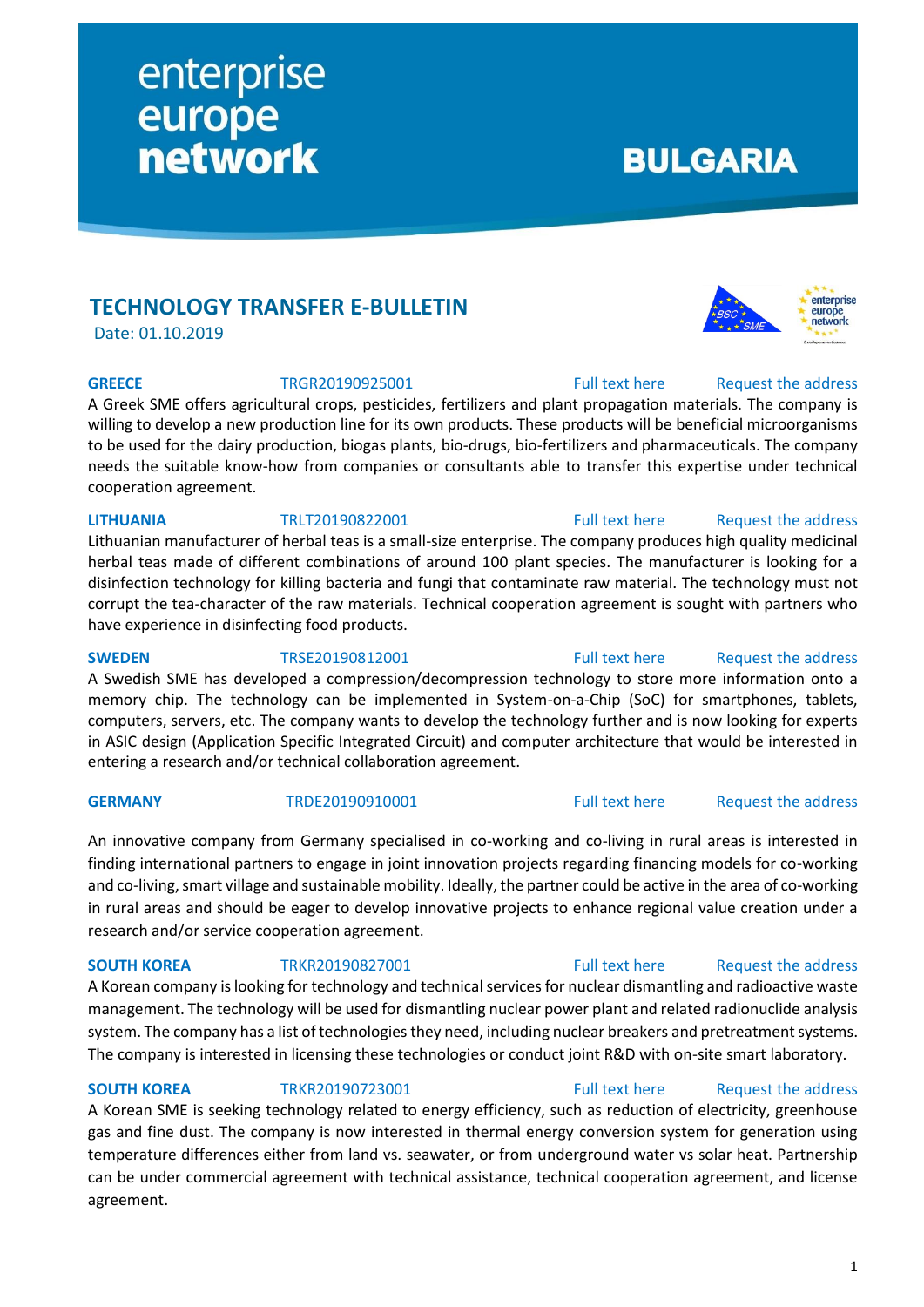# enterprise europe network

# BULGARIA

## TECHNOLOGY TRANSFER E-BULLETIN

Date: 01.10.2019

**GREECE** TRGR20190925001 Full text here Request the address

A Greek SME offers agricultural crops, pesticides, fertilizers and plant propagation materials. The company is willing to develop a new production line for its own products. These products will be beneficial microorganisms to be used for the dairy production, biogas plants, bio-drugs, bio-fertilizers and pharmaceuticals. The company needs the suitable know-how from companies or consultants able to transfer this expertise under technical cooperation agreement.

**LITHUANIA** TRLT20190822001 Full text here Request the address

Lithuanian manufacturer of herbal teas is a small-size enterprise. The company produces high quality medicinal herbal teas made of different combinations of around 100 plant species. The manufacturer is looking for a disinfection technology for killing bacteria and fungi that contaminate raw material. The technology must not corrupt the tea-character of the raw materials. Technical cooperation agreement is sought with partners who have experience in disinfecting food products.

**SWEDEN** TRSE20190812001 Full text here Request the address

A Swedish SME has developed a compression/decompression technology to store more information onto a memory chip. The technology can be implemented in System-on-a-Chip (SoC) for smartphones, tablets, computers, servers, etc. The company wants to develop the technology further and is now looking for experts in ASIC design (Application Specific Integrated Circuit) and computer architecture that would be interested in entering a research and/or technical collaboration agreement.

**GERMANY** TRDE20190910001 Full text here Request the address

An innovative company from Germany specialised in co-working and co-living in rural areas is interested in finding international partners to engage in joint innovation projects regarding financing models for co-working and co-living, smart village and sustainable mobility. Ideally, the partner could be active in the area of co-working in rural areas and should be eager to develop innovative projects to enhance regional value creation under a research and/or service cooperation agreement.

**SOUTH KOREA** TRKR20190827001 Full text here Request the address

A Korean company is looking for technology and technical services for nuclear dismantling and radioactive waste management. The technology will be used for dismantling nuclear power plant and related radionuclide analysis system. The company has a list of technologies they need, including nuclear breakers and pretreatment systems. The company is interested in licensing these technologies or conduct joint R&D with on-site smart laboratory.

**SOUTH KOREA** TRKR20190723001 Full text here Request the address

A Korean SME is seeking technology related to energy efficiency, such as reduction of electricity, greenhouse gas and fine dust. The company is now interested in thermal energy conversion system for generation using temperature differences either from land vs. seawater, or from underground water vs solar heat. Partnership can be under commercial agreement with technical assistance, technical cooperation agreement, and license agreement.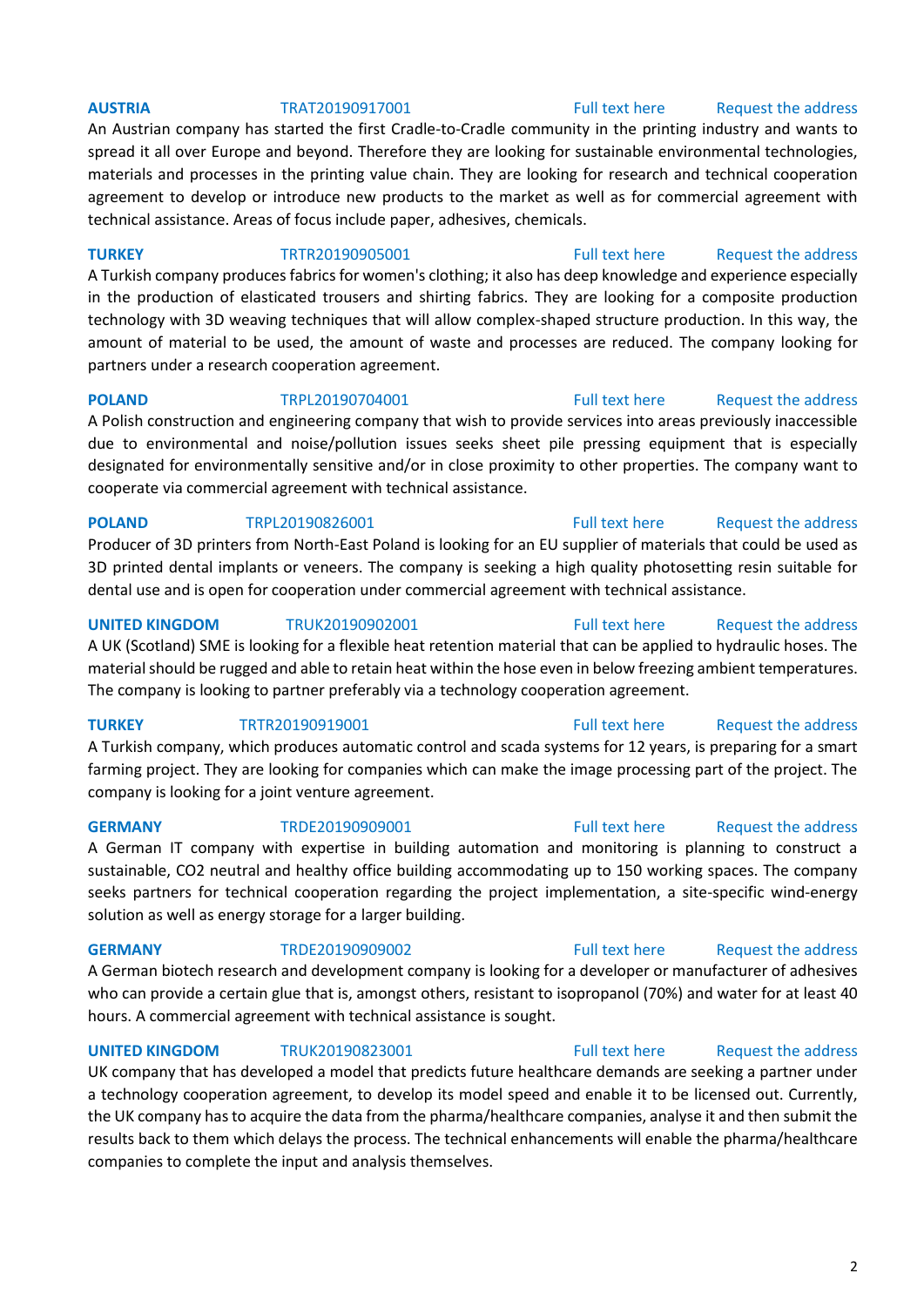**AUSTRIA** TRAT20190917001 Full text here Request the address

An Austrian company has started the first Cradle-to-Cradle community in the printing industry and wants to spread it all over Europe and beyond. Therefore they are looking for sustainable environmental technologies, materials and processes in the printing value chain. They are looking for research and technical cooperation agreement to develop or introduce new products to the market as well as for commercial agreement with technical assistance. Areas of focus include paper, adhesives, chemicals.

**TURKEY** TRTR20190905001 Full text here Request the address

A Turkish company produces fabrics for women's clothing; it also has deep knowledge and experience especially in the production of elasticated trousers and shirting fabrics. They are looking for a composite production technology with 3D weaving techniques that will allow complex-shaped structure production. In this way, the amount of material to be used, the amount of waste and processes are reduced. The company looking for partners under a research cooperation agreement.

**POLAND** TRPL20190704001 Full text here Request the address

A Polish construction and engineering company that wish to provide services into areas previously inaccessible due to environmental and noise/pollution issues seeks sheet pile pressing equipment that is especially designated for environmentally sensitive and/or in close proximity to other properties. The company want to cooperate via commercial agreement with technical assistance.

**POLAND** TRPL20190826001 Full text here Request the address

Producer of 3D printers from North-East Poland is looking for an EU supplier of materials that could be used as 3D printed dental implants or veneers. The company is seeking a high quality photosetting resin suitable for dental use and is open for cooperation under commercial agreement with technical assistance.

**UNITED KINGDOM** TRUK20190902001 Full text here Request the address

A UK (Scotland) SME is looking for a flexible heat retention material that can be applied to hydraulic hoses. The material should be rugged and able to retain heat within the hose even in below freezing ambient temperatures. The company is looking to partner preferably via a technology cooperation agreement.

**TURKEY** TRTR20190919001 Full text here Request the address

A Turkish company, which produces automatic control and scada systems for 12 years, is preparing for a smart farming project. They are looking for companies which can make the image processing part of the project. The company is looking for a joint venture agreement.

**GERMANY** TRDE20190909001 Full text here Request the address

A German IT company with expertise in building automation and monitoring is planning to construct a sustainable, CO2 neutral and healthy office building accommodating up to 150 working spaces. The company seeks partners for technical cooperation regarding the project implementation, a site-specific wind-energy solution as well as energy storage for a larger building.

**GERMANY** TRDE20190909002 Full text here Request the address

A German biotech research and development company is looking for a developer or manufacturer of adhesives who can provide a certain glue that is, amongst others, resistant to isopropanol (70%) and water for at least 40 hours. A commercial agreement with technical assistance is sought.

**UNITED KINGDOM** TRUK20190823001 Full text here Request the address

UK company that has developed a model that predicts future healthcare demands are seeking a partner under a technology cooperation agreement, to develop its model speed and enable it to be licensed out. Currently, the UK company has to acquire the data from the pharma/healthcare companies, analyse it and then submit the results back to them which delays the process. The technical enhancements will enable the pharma/healthcare companies to complete the input and analysis themselves.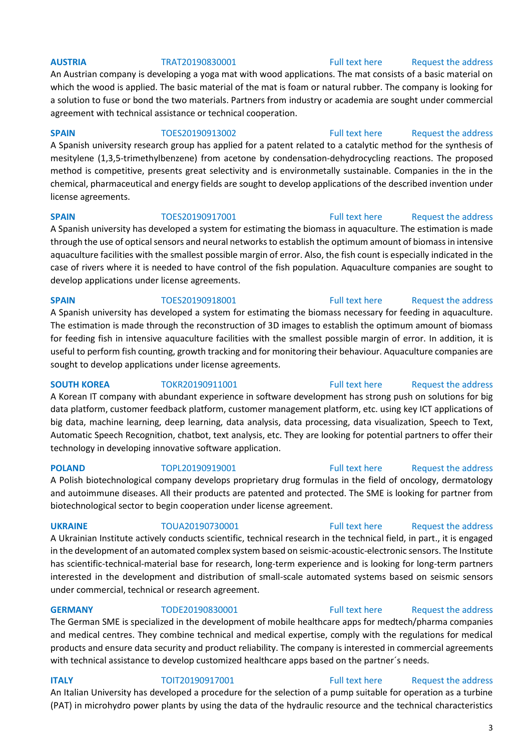**AUSTRIA** TRAT20190830001 Full text here Request the address

An Austrian company is developing a yoga mat with wood applications. The mat consists of a basic material on which the wood is applied. The basic material of the mat is foam or natural rubber. The company is looking for a solution to fuse or bond the two materials. Partners from industry or academia are sought under commercial agreement with technical assistance or technical cooperation.

**SPAIN** TOES20190913002 Full text here Request the address

A Spanish university research group has applied for a patent related to a catalytic method for the synthesis of mesitylene (1,3,5-trimethylbenzene) from acetone by condensation-dehydrocycling reactions. The proposed method is competitive, presents great selectivity and is environmetally sustainable. Companies in the in the chemical, pharmaceutical and energy fields are sought to develop applications of the described invention under license agreements.

**SPAIN** TOES20190917001 Full text here Request the address

A Spanish university has developed a system for estimating the biomass in aquaculture. The estimation is made through the use of optical sensors and neural networks to establish the optimum amount of biomass in intensive aquaculture facilities with the smallest possible margin of error. Also, the fish count is especially indicated in the case of rivers where it is needed to have control of the fish population. Aquaculture companies are sought to develop applications under license agreements.

**SPAIN** TOES20190918001 Full text here Request the address

A Spanish university has developed a system for estimating the biomass necessary for feeding in aquaculture. The estimation is made through the reconstruction of 3D images to establish the optimum amount of biomass for feeding fish in intensive aquaculture facilities with the smallest possible margin of error. In addition, it is useful to perform fish counting, growth tracking and for monitoring their behaviour. Aquaculture companies are sought to develop applications under license agreements.

**SOUTH KOREA** TOKR20190911001 Full text here Request the address

A Korean IT company with abundant experience in software development has strong push on solutions for big data platform, customer feedback platform, customer management platform, etc. using key ICT applications of big data, machine learning, deep learning, data analysis, data processing, data visualization, Speech to Text, Automatic Speech Recognition, chatbot, text analysis, etc. They are looking for potential partners to offer their technology in developing innovative software application.

**POLAND** TOPL20190919001 Full text here Request the address

A Polish biotechnological company develops proprietary drug formulas in the field of oncology, dermatology and autoimmune diseases. All their products are patented and protected. The SME is looking for partner from biotechnological sector to begin cooperation under license agreement.

**UKRAINE** TOUA20190730001 Full text here Request the address

A Ukrainian Institute actively conducts scientific, technical research in the technical field, in part., it is engaged in the development of an automated complex system based on seismic-acoustic-electronic sensors. The Institute has scientific-technical-material base for research, long-term experience and is looking for long-term partners interested in the development and distribution of small-scale automated systems based on seismic sensors under commercial, technical or research agreement.

**GERMANY** TODE20190830001 Full text here Request the address

The German SME is specialized in the development of mobile healthcare apps for medtech/pharma companies and medical centres. They combine technical and medical expertise, comply with the regulations for medical products and ensure data security and product reliability. The company is interested in commercial agreements with technical assistance to develop customized healthcare apps based on the partner´s needs.

**ITALY** TOIT20190917001 Full text here Request the address

An Italian University has developed a procedure for the selection of a pump suitable for operation as a turbine (PAT) in microhydro power plants by using the data of the hydraulic resource and the technical characteristics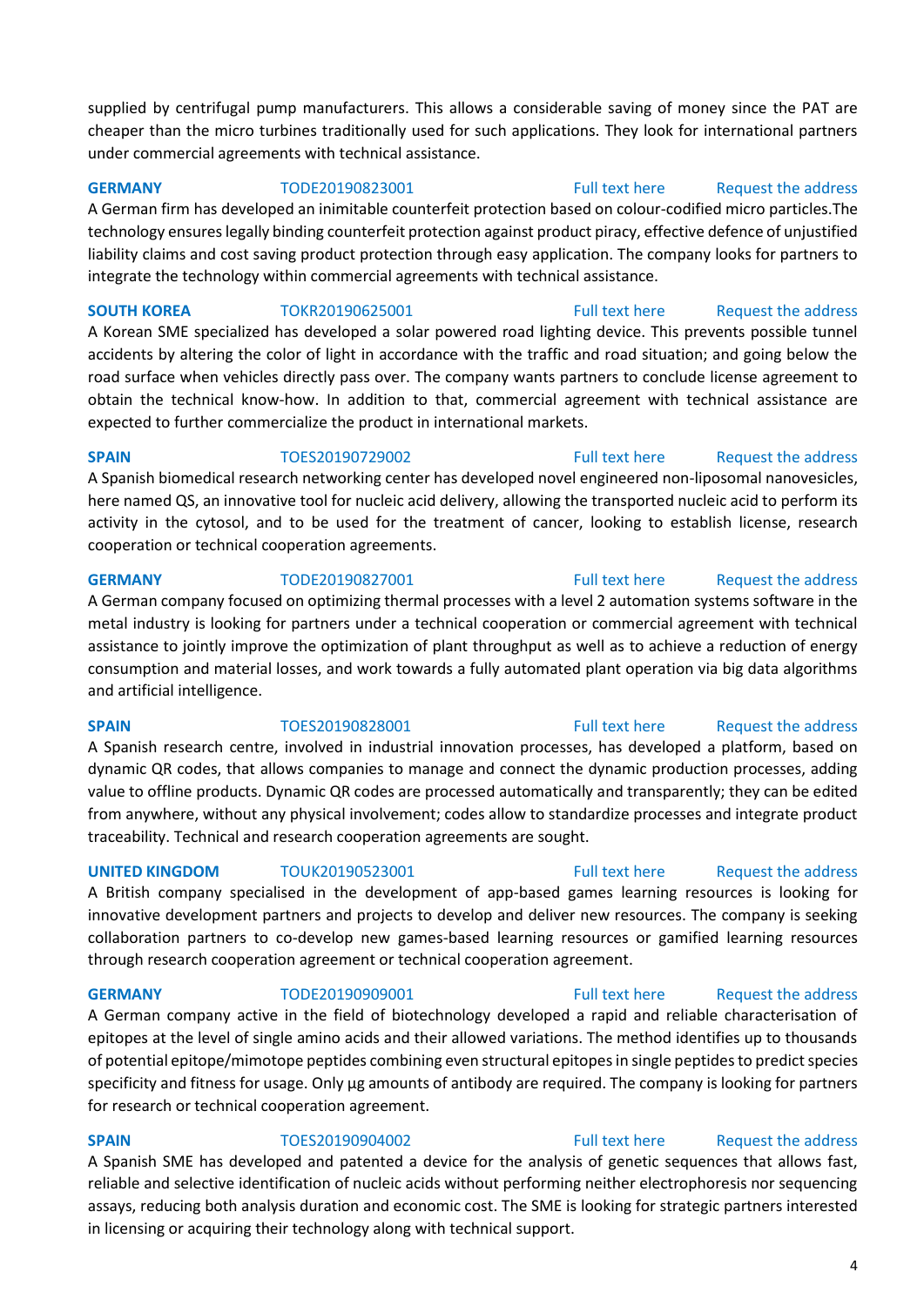supplied by centrifugal pump manufacturers. This allows a considerable saving of money since the PAT are cheaper than the micro turbines traditionally used for such applications. They look for international partners under commercial agreements with technical assistance.

**GERMANY** TODE20190823001 Full text here Request the address

A German firm has developed an inimitable counterfeit protection based on colour-codified micro particles.The technology ensures legally binding counterfeit protection against product piracy, effective defence of unjustified liability claims and cost saving product protection through easy application. The company looks for partners to integrate the technology within commercial agreements with technical assistance.

**SOUTH KOREA** TOKR20190625001 Full text here Request the address

A Korean SME specialized has developed a solar powered road lighting device. This prevents possible tunnel accidents by altering the color of light in accordance with the traffic and road situation; and going below the road surface when vehicles directly pass over. The company wants partners to conclude license agreement to obtain the technical know-how. In addition to that, commercial agreement with technical assistance are expected to further commercialize the product in international markets.

**SPAIN** TOES20190729002 Full text here Request the address

A Spanish biomedical research networking center has developed novel engineered non-liposomal nanovesicles, here named QS, an innovative tool for nucleic acid delivery, allowing the transported nucleic acid to perform its activity in the cytosol, and to be used for the treatment of cancer, looking to establish license, research cooperation or technical cooperation agreements.

**GERMANY** TODE20190827001 Full text here Request the address

A German company focused on optimizing thermal processes with a level 2 automation systems software in the metal industry is looking for partners under a technical cooperation or commercial agreement with technical assistance to jointly improve the optimization of plant throughput as well as to achieve a reduction of energy consumption and material losses, and work towards a fully automated plant operation via big data algorithms and artificial intelligence.

**SPAIN** TOES20190828001 Full text here Request the address

A Spanish research centre, involved in industrial innovation processes, has developed a platform, based on dynamic QR codes, that allows companies to manage and connect the dynamic production processes, adding value to offline products. Dynamic QR codes are processed automatically and transparently; they can be edited from anywhere, without any physical involvement; codes allow to standardize processes and integrate product traceability. Technical and research cooperation agreements are sought.

**UNITED KINGDOM** TOUK20190523001 Full text here Request the address

A British company specialised in the development of app-based games learning resources is looking for innovative development partners and projects to develop and deliver new resources. The company is seeking collaboration partners to co-develop new games-based learning resources or gamified learning resources through research cooperation agreement or technical cooperation agreement.

**GERMANY** TODE20190909001 Full text here Request the address

A German company active in the field of biotechnology developed a rapid and reliable characterisation of epitopes at the level of single amino acids and their allowed variations. The method identifies up to thousands of potential epitope/mimotope peptides combining even structural epitopes in single peptides to predict species specificity and fitness for usage. Only µg amounts of antibody are required. The company is looking for partners for research or technical cooperation agreement.

**SPAIN** TOES20190904002 Full text here Request the address

A Spanish SME has developed and patented a device for the analysis of genetic sequences that allows fast, reliable and selective identification of nucleic acids without performing neither electrophoresis nor sequencing assays, reducing both analysis duration and economic cost. The SME is looking for strategic partners interested in licensing or acquiring their technology along with technical support.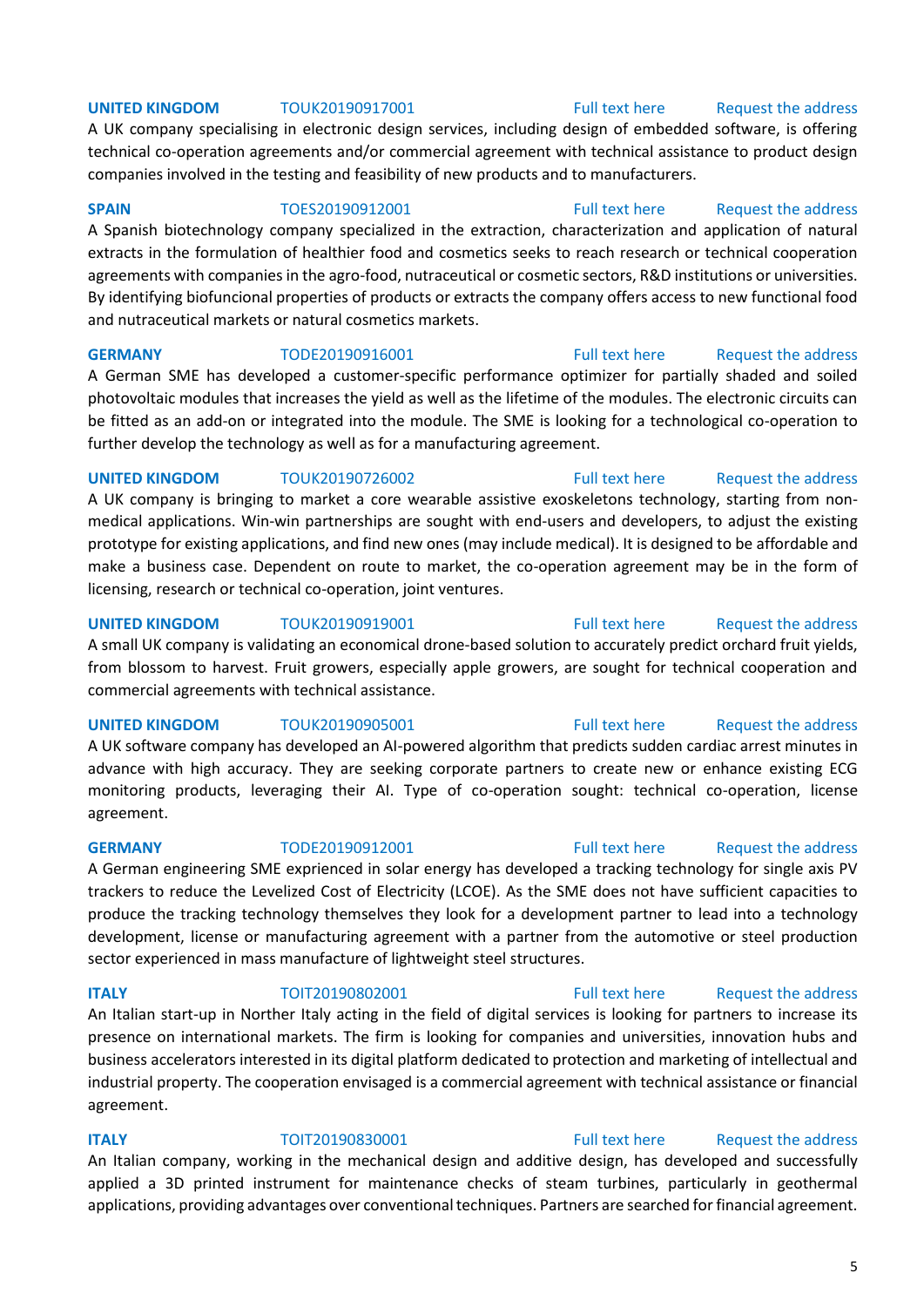**UNITED KINGDOM** TOUK20190917001 Full text here Request the address

A UK company specialising in electronic design services, including design of embedded software, is offering technical co-operation agreements and/or commercial agreement with technical assistance to product design companies involved in the testing and feasibility of new products and to manufacturers.

**SPAIN** TOES20190912001 Full text here Request the address

A Spanish biotechnology company specialized in the extraction, characterization and application of natural extracts in the formulation of healthier food and cosmetics seeks to reach research or technical cooperation agreements with companies in the agro-food, nutraceutical or cosmetic sectors, R&D institutions or universities. By identifying biofuncional properties of products or extracts the company offers access to new functional food and nutraceutical markets or natural cosmetics markets.

**GERMANY** TODE20190916001 Full text here Request the address

A German SME has developed a customer-specific performance optimizer for partially shaded and soiled photovoltaic modules that increases the yield as well as the lifetime of the modules. The electronic circuits can be fitted as an add-on or integrated into the module. The SME is looking for a technological co-operation to further develop the technology as well as for a manufacturing agreement.

**UNITED KINGDOM** TOUK20190726002 Full text here Request the address

A UK company is bringing to market a core wearable assistive exoskeletons technology, starting from non-medical applications. Win-win partnerships are sought with end-users and developers, to adjust the existing prototype for existing applications, and find new ones (may include medical). It is designed to be affordable and make a business case. Dependent on route to market, the co-operation agreement may be in the form of licensing, research or technical co-operation, joint ventures.

**UNITED KINGDOM** TOUK20190919001 Full text here Request the address

A small UK company is validating an economical drone-based solution to accurately predict orchard fruit yields, from blossom to harvest. Fruit growers, especially apple growers, are sought for technical cooperation and commercial agreements with technical assistance.

**UNITED KINGDOM** TOUK20190905001 Full text here Request the address

A UK software company has developed an AI-powered algorithm that predicts sudden cardiac arrest minutes in advance with high accuracy. They are seeking corporate partners to create new or enhance existing ECG monitoring products, leveraging their AI. Type of co-operation sought: technical co-operation, license agreement.

**GERMANY** TODE20190912001 Full text here Request the address

A German engineering SME exprienced in solar energy has developed a tracking technology for single axis PV trackers to reduce the Levelized Cost of Electricity (LCOE). As the SME does not have sufficient capacities to produce the tracking technology themselves they look for a development partner to lead into a technology development, license or manufacturing agreement with a partner from the automotive or steel production sector experienced in mass manufacture of lightweight steel structures.

**ITALY** TOIT20190802001 Full text here Request the address

An Italian start-up in Norther Italy acting in the field of digital services is looking for partners to increase its presence on international markets. The firm is looking for companies and universities, innovation hubs and business accelerators interested in its digital platform dedicated to protection and marketing of intellectual and industrial property. The cooperation envisaged is a commercial agreement with technical assistance or financial agreement.

**ITALY** TOIT20190830001 Full text here Request the address

An Italian company, working in the mechanical design and additive design, has developed and successfully applied a 3D printed instrument for maintenance checks of steam turbines, particularly in geothermal applications, providing advantages over conventional techniques. Partners are searched for financial agreement.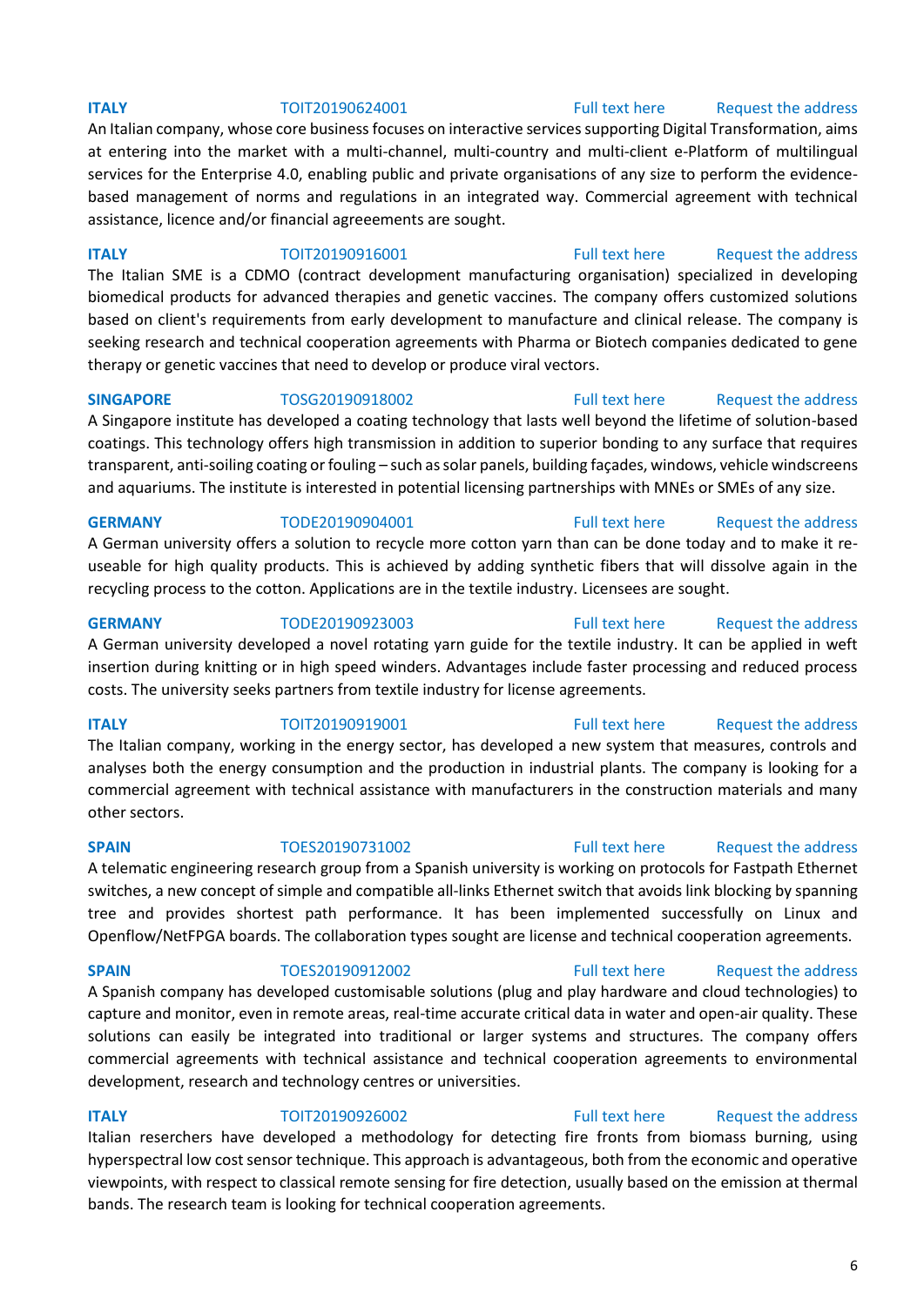**ITALY** TOIT20190624001 Full text here Request the address

An Italian company, whose core business focuses on interactive services supporting Digital Transformation, aims at entering into the market with a multi-channel, multi-country and multi-client e-Platform of multilingual services for the Enterprise 4.0, enabling public and private organisations of any size to perform the evidence-based management of norms and regulations in an integrated way. Commercial agreement with technical assistance, licence and/or financial agreeements are sought.

**ITALY** TOIT20190916001 Full text here Request the address

The Italian SME is a CDMO (contract development manufacturing organisation) specialized in developing biomedical products for advanced therapies and genetic vaccines. The company offers customized solutions based on client's requirements from early development to manufacture and clinical release. The company is seeking research and technical cooperation agreements with Pharma or Biotech companies dedicated to gene therapy or genetic vaccines that need to develop or produce viral vectors.

**SINGAPORE** TOSG20190918002 Full text here Request the address

A Singapore institute has developed a coating technology that lasts well beyond the lifetime of solution-based coatings. This technology offers high transmission in addition to superior bonding to any surface that requires transparent, anti-soiling coating or fouling – such as solar panels, building façades, windows, vehicle windscreens and aquariums. The institute is interested in potential licensing partnerships with MNEs or SMEs of any size.

**GERMANY** TODE20190904001 Full text here Request the address

A German university offers a solution to recycle more cotton yarn than can be done today and to make it re-useable for high quality products. This is achieved by adding synthetic fibers that will dissolve again in the recycling process to the cotton. Applications are in the textile industry. Licensees are sought.

**GERMANY** TODE20190923003 Full text here Request the address

A German university developed a novel rotating yarn guide for the textile industry. It can be applied in weft insertion during knitting or in high speed winders. Advantages include faster processing and reduced process costs. The university seeks partners from textile industry for license agreements.

**ITALY** TOIT20190919001 Full text here Request the address

The Italian company, working in the energy sector, has developed a new system that measures, controls and analyses both the energy consumption and the production in industrial plants. The company is looking for a commercial agreement with technical assistance with manufacturers in the construction materials and many other sectors.

**SPAIN** TOES20190731002 Full text here Request the address

A telematic engineering research group from a Spanish university is working on protocols for Fastpath Ethernet switches, a new concept of simple and compatible all-links Ethernet switch that avoids link blocking by spanning tree and provides shortest path performance. It has been implemented successfully on Linux and Openflow/NetFPGA boards. The collaboration types sought are license and technical cooperation agreements.

**SPAIN** TOES20190912002 Full text here Request the address

A Spanish company has developed customisable solutions (plug and play hardware and cloud technologies) to capture and monitor, even in remote areas, real-time accurate critical data in water and open-air quality. These solutions can easily be integrated into traditional or larger systems and structures. The company offers commercial agreements with technical assistance and technical cooperation agreements to environmental development, research and technology centres or universities.

**ITALY** TOIT20190926002 Full text here Request the address

Italian reserchers have developed a methodology for detecting fire fronts from biomass burning, using hyperspectral low cost sensor technique. This approach is advantageous, both from the economic and operative viewpoints, with respect to classical remote sensing for fire detection, usually based on the emission at thermal bands. The research team is looking for technical cooperation agreements.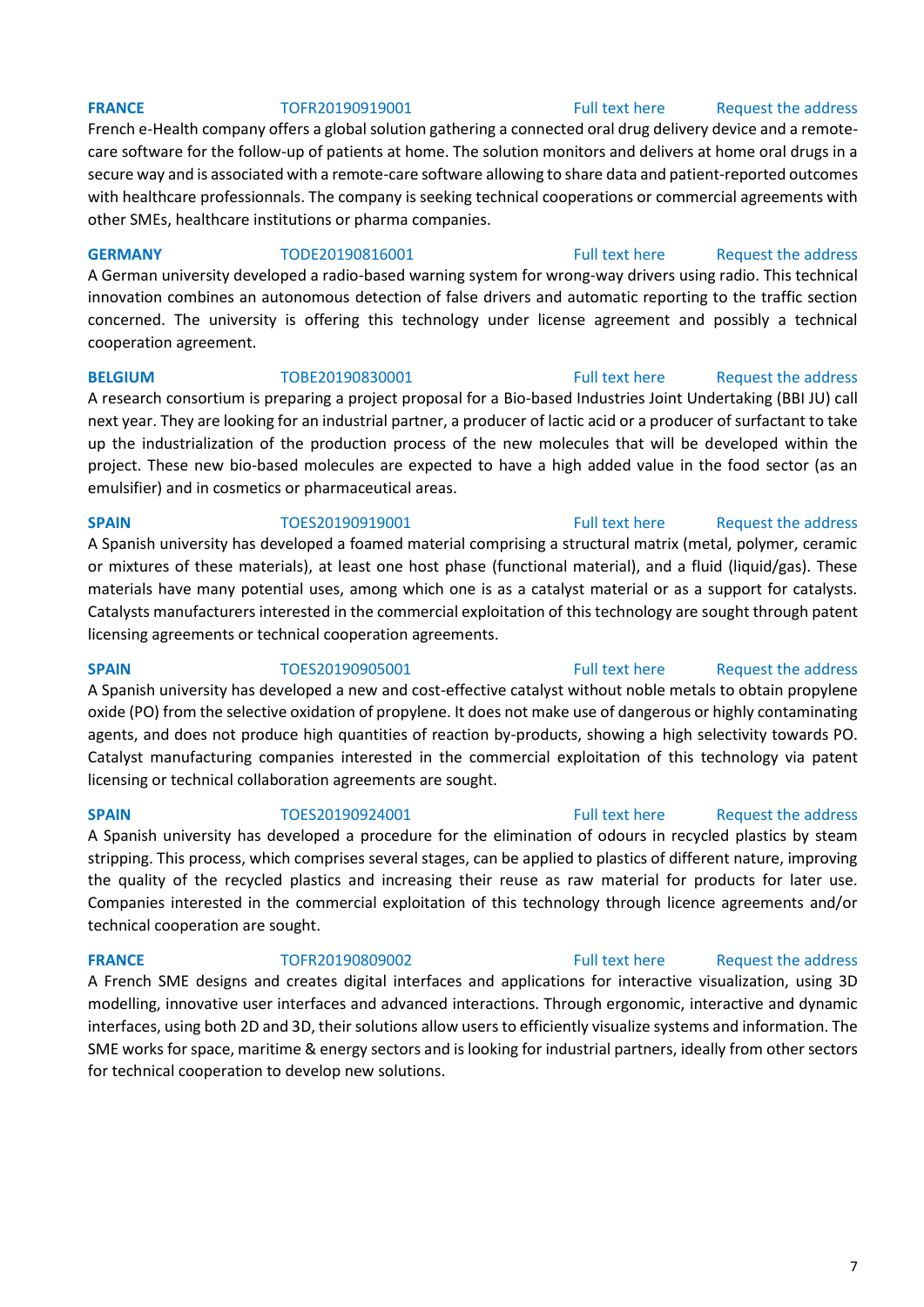**FRANCE** TOFR20190919001 Full text here Request the address

French e-Health company offers a global solution gathering a connected oral drug delivery device and a remote-care software for the follow-up of patients at home. The solution monitors and delivers at home oral drugs in a secure way and is associated with a remote-care software allowing to share data and patient-reported outcomes with healthcare professionnals. The company is seeking technical cooperations or commercial agreements with other SMEs, healthcare institutions or pharma companies.

**GERMANY** TODE20190816001 Full text here Request the address

A German university developed a radio-based warning system for wrong-way drivers using radio. This technical innovation combines an autonomous detection of false drivers and automatic reporting to the traffic section concerned. The university is offering this technology under license agreement and possibly a technical cooperation agreement.

**BELGIUM** TOBE20190830001 Full text here Request the address

A research consortium is preparing a project proposal for a Bio-based Industries Joint Undertaking (BBI JU) call next year. They are looking for an industrial partner, a producer of lactic acid or a producer of surfactant to take up the industrialization of the production process of the new molecules that will be developed within the project. These new bio-based molecules are expected to have a high added value in the food sector (as an emulsifier) and in cosmetics or pharmaceutical areas.

**SPAIN** TOES20190919001 Full text here Request the address

A Spanish university has developed a foamed material comprising a structural matrix (metal, polymer, ceramic or mixtures of these materials), at least one host phase (functional material), and a fluid (liquid/gas). These materials have many potential uses, among which one is as a catalyst material or as a support for catalysts. Catalysts manufacturers interested in the commercial exploitation of this technology are sought through patent licensing agreements or technical cooperation agreements.

**SPAIN** TOES20190905001 Full text here Request the address

A Spanish university has developed a new and cost-effective catalyst without noble metals to obtain propylene oxide (PO) from the selective oxidation of propylene. It does not make use of dangerous or highly contaminating agents, and does not produce high quantities of reaction by-products, showing a high selectivity towards PO. Catalyst manufacturing companies interested in the commercial exploitation of this technology via patent licensing or technical collaboration agreements are sought.

**SPAIN** TOES20190924001 Full text here Request the address

A Spanish university has developed a procedure for the elimination of odours in recycled plastics by steam stripping. This process, which comprises several stages, can be applied to plastics of different nature, improving the quality of the recycled plastics and increasing their reuse as raw material for products for later use. Companies interested in the commercial exploitation of this technology through licence agreements and/or technical cooperation are sought.

**FRANCE** TOFR20190809002 Full text here Request the address

A French SME designs and creates digital interfaces and applications for interactive visualization, using 3D modelling, innovative user interfaces and advanced interactions. Through ergonomic, interactive and dynamic interfaces, using both 2D and 3D, their solutions allow users to efficiently visualize systems and information. The SME works for space, maritime & energy sectors and is looking for industrial partners, ideally from other sectors for technical cooperation to develop new solutions.